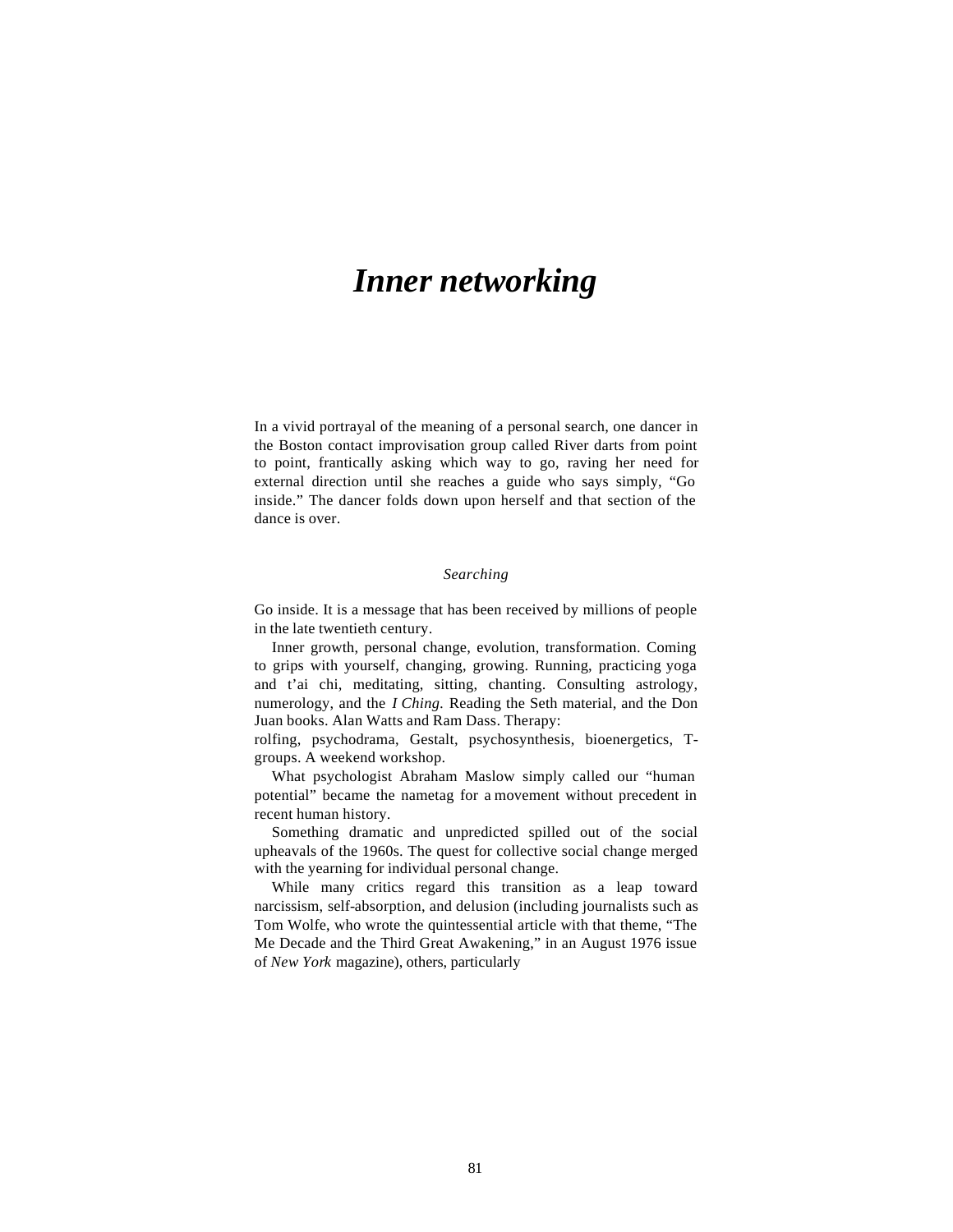# *Inner networking*

In a vivid portrayal of the meaning of a personal search, one dancer in the Boston contact improvisation group called River darts from point to point, frantically asking which way to go, raving her need for external direction until she reaches a guide who says simply, "Go inside." The dancer folds down upon herself and that section of the dance is over.

### *Searching*

Go inside. It is a message that has been received by millions of people in the late twentieth century.

Inner growth, personal change, evolution, transformation. Coming to grips with yourself, changing, growing. Running, practicing yoga and t'ai chi, meditating, sitting, chanting. Consulting astrology, numerology, and the *I Ching.* Reading the Seth material, and the Don Juan books. Alan Watts and Ram Dass. Therapy: rolfing, psychodrama, Gestalt, psychosynthesis, bioenergetics, T-groups. A weekend workshop.

What psychologist Abraham Maslow simply called our "human potential" became the nametag for a movement without precedent in recent human history.

Something dramatic and unpredicted spilled out of the social upheavals of the 1960s. The quest for collective social change merged with the yearning for individual personal change.

While many critics regard this transition as a leap toward narcissism, self-absorption, and delusion (including journalists such as Tom Wolfe, who wrote the quintessential article with that theme, "The Me Decade and the Third Great Awakening," in an August 1976 issue of *New York* magazine), others, particularly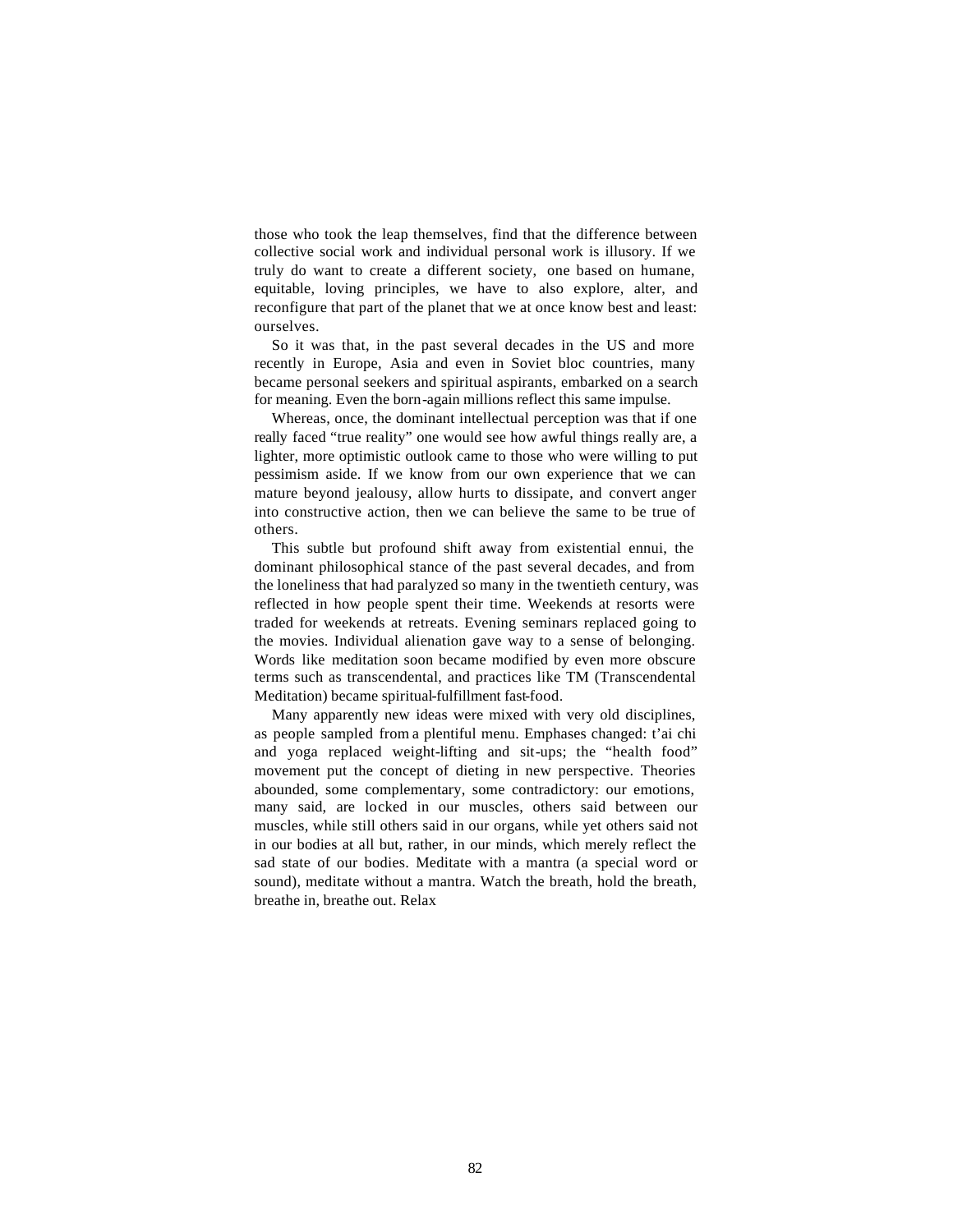those who took the leap themselves, find that the difference between collective social work and individual personal work is illusory. If we truly do want to create a different society, one based on humane, equitable, loving principles, we have to also explore, alter, and reconfigure that part of the planet that we at once know best and least: ourselves.

So it was that, in the past several decades in the US and more recently in Europe, Asia and even in Soviet bloc countries, many became personal seekers and spiritual aspirants, embarked on a search for meaning. Even the born-again millions reflect this same impulse.

Whereas, once, the dominant intellectual perception was that if one really faced "true reality" one would see how awful things really are, a lighter, more optimistic outlook came to those who were willing to put pessimism aside. If we know from our own experience that we can mature beyond jealousy, allow hurts to dissipate, and convert anger into constructive action, then we can believe the same to be true of others.

This subtle but profound shift away from existential ennui, the dominant philosophical stance of the past several decades, and from the loneliness that had paralyzed so many in the twentieth century, was reflected in how people spent their time. Weekends at resorts were traded for weekends at retreats. Evening seminars replaced going to the movies. Individual alienation gave way to a sense of belonging. Words like meditation soon became modified by even more obscure terms such as transcendental, and practices like TM (Transcendental Meditation) became spiritual-fulfillment fast-food.

Many apparently new ideas were mixed with very old disciplines, as people sampled from a plentiful menu. Emphases changed: t'ai chi and yoga replaced weight-lifting and sit-ups; the "health food" movement put the concept of dieting in new perspective. Theories abounded, some complementary, some contradictory: our emotions, many said, are locked in our muscles, others said between our muscles, while still others said in our organs, while yet others said not in our bodies at all but, rather, in our minds, which merely reflect the sad state of our bodies. Meditate with a mantra (a special word or sound), meditate without a mantra. Watch the breath, hold the breath, breathe in, breathe out. Relax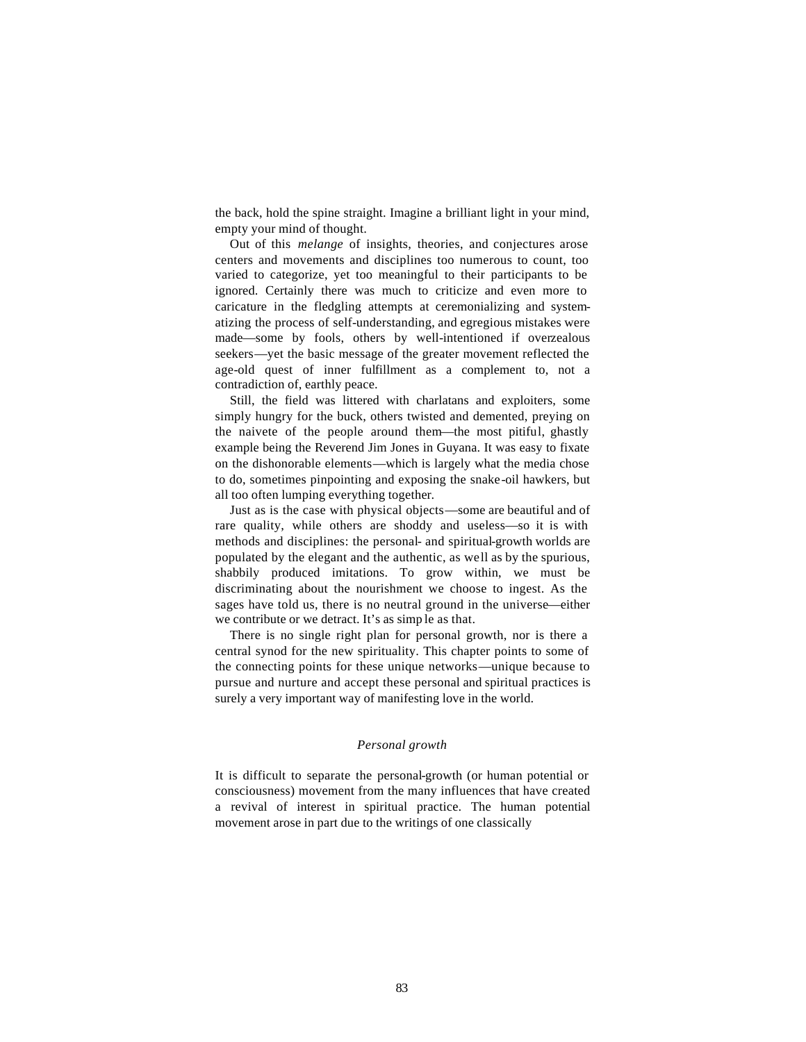the back, hold the spine straight. Imagine a brilliant light in your mind, empty your mind of thought.

Out of this *melange* of insights, theories, and conjectures arose centers and movements and disciplines too numerous to count, too varied to categorize, yet too meaningful to their participants to be ignored. Certainly there was much to criticize and even more to caricature in the fledgling attempts at ceremonializing and systematizing the process of self-understanding, and egregious mistakes were made—some by fools, others by well-intentioned if overzealous seekers—yet the basic message of the greater movement reflected the age-old quest of inner fulfillment as a complement to, not a contradiction of, earthly peace.

Still, the field was littered with charlatans and exploiters, some simply hungry for the buck, others twisted and demented, preying on the naivete of the people around them—the most pitiful, ghastly example being the Reverend Jim Jones in Guyana. It was easy to fixate on the dishonorable elements—which is largely what the media chose to do, sometimes pinpointing and exposing the snake-oil hawkers, but all too often lumping everything together.

Just as is the case with physical objects—some are beautiful and of rare quality, while others are shoddy and useless—so it is with methods and disciplines: the personal- and spiritual-growth worlds are populated by the elegant and the authentic, as well as by the spurious, shabbily produced imitations. To grow within, we must be discriminating about the nourishment we choose to ingest. As the sages have told us, there is no neutral ground in the universe—either we contribute or we detract. It's as simple as that.

There is no single right plan for personal growth, nor is there a central synod for the new spirituality. This chapter points to some of the connecting points for these unique networks—unique because to pursue and nurture and accept these personal and spiritual practices is surely a very important way of manifesting love in the world.

### *Personal growth*

It is difficult to separate the personal-growth (or human potential or consciousness) movement from the many influences that have created a revival of interest in spiritual practice. The human potential movement arose in part due to the writings of one classically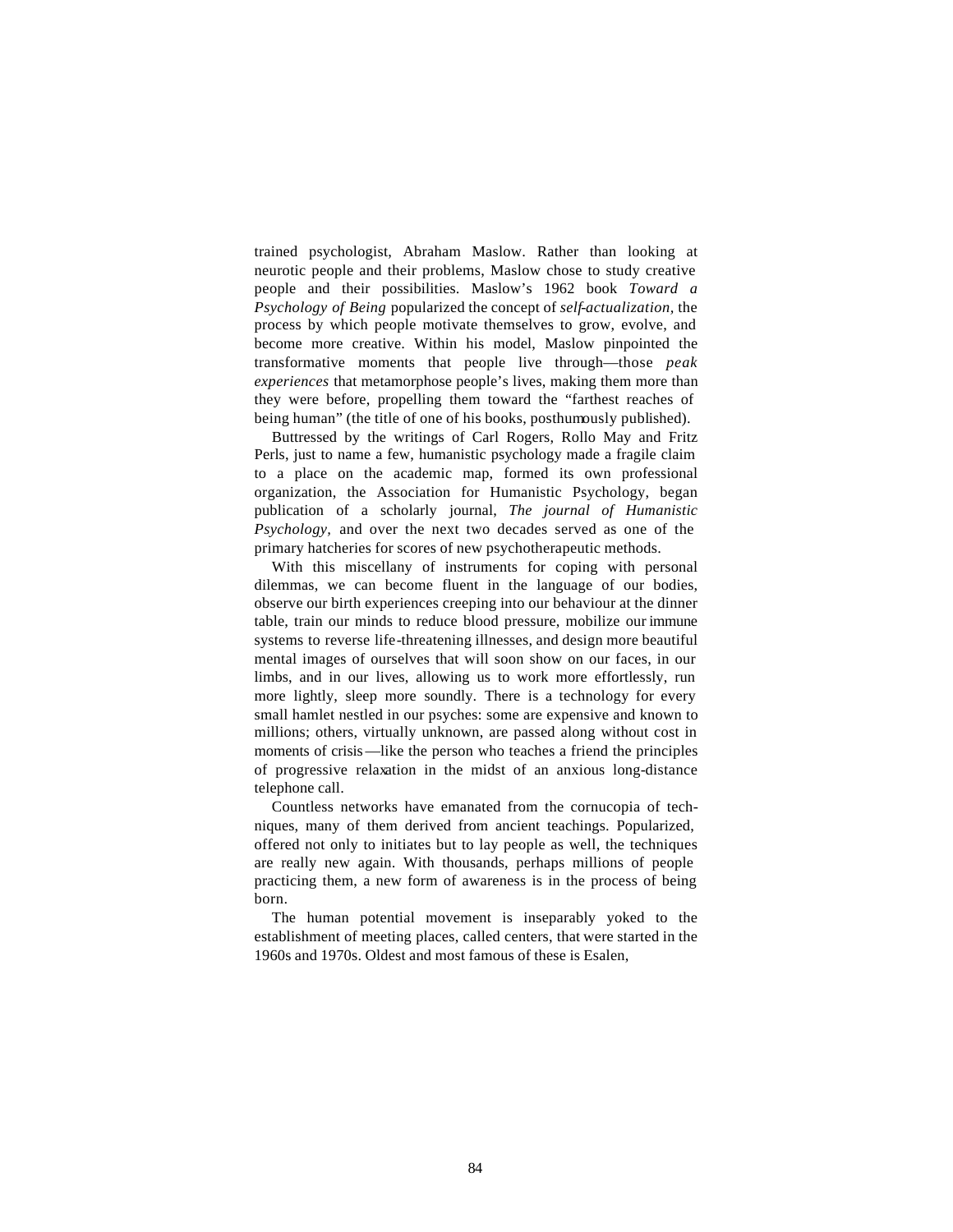trained psychologist, Abraham Maslow. Rather than looking at neurotic people and their problems, Maslow chose to study creative people and their possibilities. Maslow's 1962 book *Toward a Psychology of Being* popularized the concept of *self-actualization*, the process by which people motivate themselves to grow, evolve, and become more creative. Within his model, Maslow pinpointed the transformative moments that people live through—those *peak experiences* that metamorphose people's lives, making them more than they were before, propelling them toward the "farthest reaches of being human" (the title of one of his books, posthumously published).

Buttressed by the writings of Carl Rogers, Rollo May and Fritz Perls, just to name a few, humanistic psychology made a fragile claim to a place on the academic map, formed its own professional organization, the Association for Humanistic Psychology, began publication of a scholarly journal, *The journal of Humanistic Psychology,* and over the next two decades served as one of the primary hatcheries for scores of new psychotherapeutic methods.

With this miscellany of instruments for coping with personal dilemmas, we can become fluent in the language of our bodies, observe our birth experiences creeping into our behaviour at the dinner table, train our minds to reduce blood pressure, mobilize our immune systems to reverse life-threatening illnesses, and design more beautiful mental images of ourselves that will soon show on our faces, in our limbs, and in our lives, allowing us to work more effortlessly, run more lightly, sleep more soundly. There is a technology for every small hamlet nestled in our psyches: some are expensive and known to millions; others, virtually unknown, are passed along without cost in moments of crisis—like the person who teaches a friend the principles of progressive relaxation in the midst of an anxious long-distance telephone call.

Countless networks have emanated from the cornucopia of techniques, many of them derived from ancient teachings. Popularized, offered not only to initiates but to lay people as well, the techniques are really new again. With thousands, perhaps millions of people practicing them, a new form of awareness is in the process of being born.

The human potential movement is inseparably yoked to the establishment of meeting places, called centers, that were started in the 1960s and 1970s. Oldest and most famous of these is Esalen,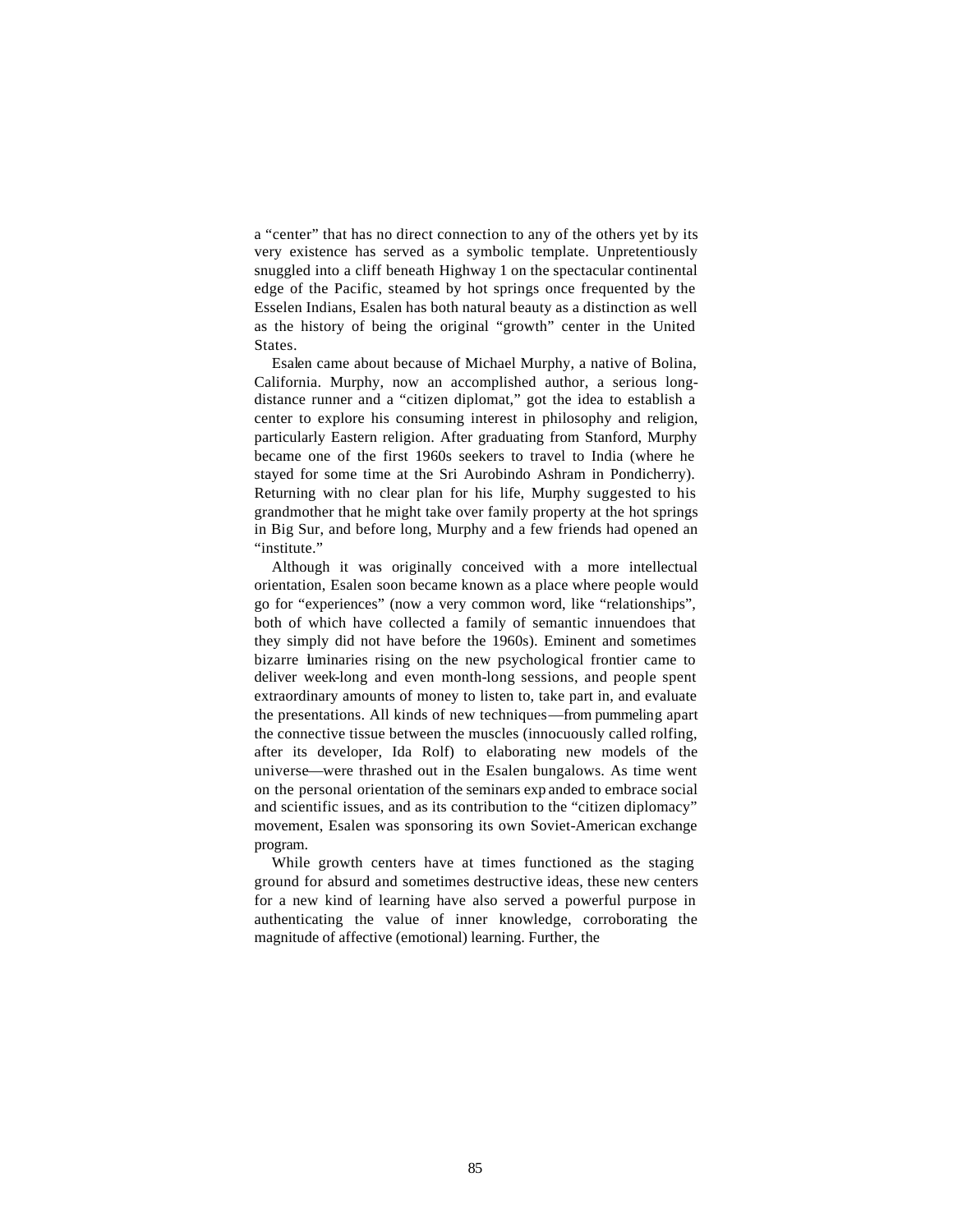a “center” that has no direct connection to any of the others yet by its very existence has served as a symbolic template. Unpretentiously snuggled into a cliff beneath Highway 1 on the spectacular continental edge of the Pacific, steamed by hot springs once frequented by the Esselen Indians, Esalen has both natural beauty as a distinction as well as the history of being the original “growth” center in the United States.

Esalen came about because of Michael Murphy, a native of Bolina, California. Murphy, now an accomplished author, a serious long-distance runner and a “citizen diplomat,” got the idea to establish a center to explore his consuming interest in philosophy and religion, particularly Eastern religion. After graduating from Stanford, Murphy became one of the first 1960s seekers to travel to India (where he stayed for some time at the Sri Aurobindo Ashram in Pondicherry). Returning with no clear plan for his life, Murphy suggested to his grandmother that he might take over family property at the hot springs in Big Sur, and before long, Murphy and a few friends had opened an “institute.”

Although it was originally conceived with a more intellectual orientation, Esalen soon became known as a place where people would go for “experiences” (now a very common word, like “relationships”, both of which have collected a family of semantic innuendoes that they simply did not have before the 1960s). Eminent and sometimes bizarre luminaries rising on the new psychological frontier came to deliver week-long and even month-long sessions, and people spent extraordinary amounts of money to listen to, take part in, and evaluate the presentations. All kinds of new techniques—from pummeling apart the connective tissue between the muscles (innocuously called rolfing, after its developer, Ida Rolf) to elaborating new models of the universe—were thrashed out in the Esalen bungalows. As time went on the personal orientation of the seminars expanded to embrace social and scientific issues, and as its contribution to the “citizen diplomacy” movement, Esalen was sponsoring its own Soviet-American exchange program.

While growth centers have at times functioned as the staging ground for absurd and sometimes destructive ideas, these new centers for a new kind of learning have also served a powerful purpose in authenticating the value of inner knowledge, corroborating the magnitude of affective (emotional) learning. Further, the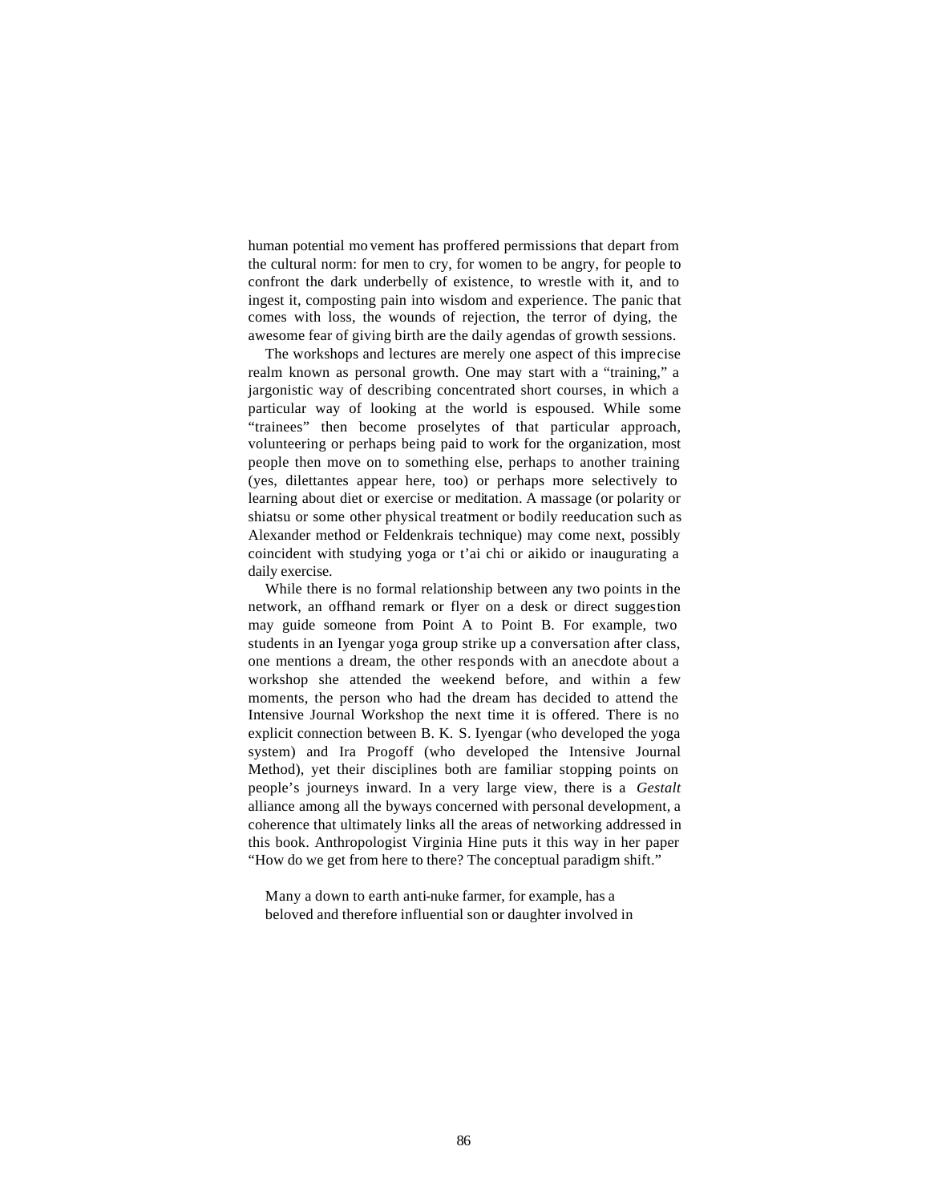human potential movement has proffered permissions that depart from the cultural norm: for men to cry, for women to be angry, for people to confront the dark underbelly of existence, to wrestle with it, and to ingest it, composting pain into wisdom and experience. The panic that comes with loss, the wounds of rejection, the terror of dying, the awesome fear of giving birth are the daily agendas of growth sessions.

The workshops and lectures are merely one aspect of this imprecise realm known as personal growth. One may start with a "training," a jargonistic way of describing concentrated short courses, in which a particular way of looking at the world is espoused. While some "trainees" then become proselytes of that particular approach, volunteering or perhaps being paid to work for the organization, most people then move on to something else, perhaps to another training (yes, dilettantes appear here, too) or perhaps more selectively to learning about diet or exercise or meditation. A massage (or polarity or shiatsu or some other physical treatment or bodily reeducation such as Alexander method or Feldenkrais technique) may come next, possibly coincident with studying yoga or t'ai chi or aikido or inaugurating a daily exercise.

While there is no formal relationship between any two points in the network, an offhand remark or flyer on a desk or direct suggestion may guide someone from Point A to Point B. For example, two students in an Iyengar yoga group strike up a conversation after class, one mentions a dream, the other responds with an anecdote about a workshop she attended the weekend before, and within a few moments, the person who had the dream has decided to attend the Intensive Journal Workshop the next time it is offered. There is no explicit connection between B. K. S. Iyengar (who developed the yoga system) and Ira Progoff (who developed the Intensive Journal Method), yet their disciplines both are familiar stopping points on people's journeys inward. In a very large view, there is a *Gestalt* alliance among all the byways concerned with personal development, a coherence that ultimately links all the areas of networking addressed in this book. Anthropologist Virginia Hine puts it this way in her paper "How do we get from here to there? The conceptual paradigm shift."

> Many a down to earth anti-nuke farmer, for example, has a beloved and therefore influential son or daughter involved in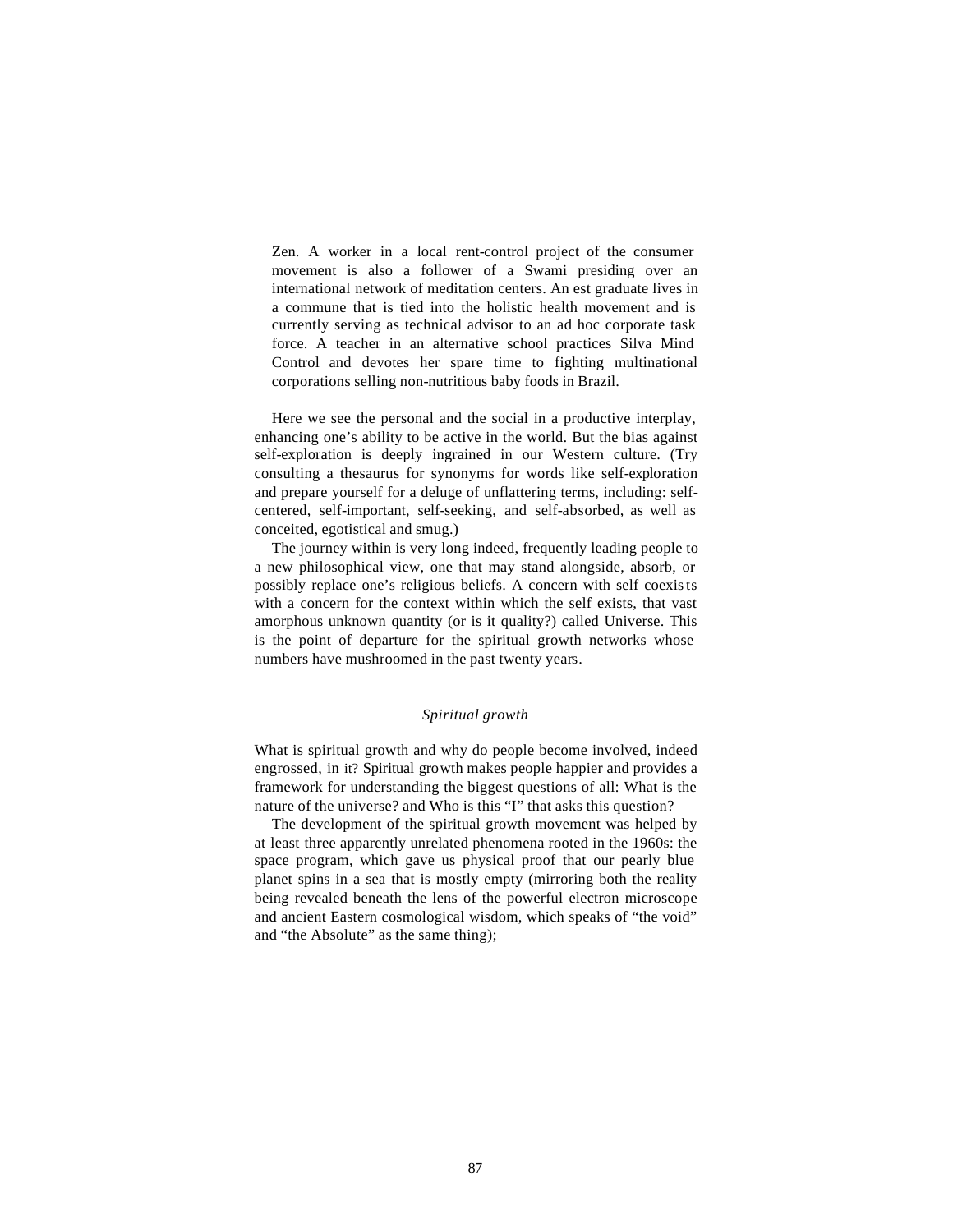Zen. A worker in a local rent-control project of the consumer movement is also a follower of a Swami presiding over an international network of meditation centers. An est graduate lives in a commune that is tied into the holistic health movement and is currently serving as technical advisor to an ad hoc corporate task force. A teacher in an alternative school practices Silva Mind Control and devotes her spare time to fighting multinational corporations selling non-nutritious baby foods in Brazil.

Here we see the personal and the social in a productive interplay, enhancing one's ability to be active in the world. But the bias against self-exploration is deeply ingrained in our Western culture. (Try consulting a thesaurus for synonyms for words like self-exploration and prepare yourself for a deluge of unflattering terms, including: self-centered, self-important, self-seeking, and self-absorbed, as well as conceited, egotistical and smug.)

The journey within is very long indeed, frequently leading people to a new philosophical view, one that may stand alongside, absorb, or possibly replace one's religious beliefs. A concern with self coexists with a concern for the context within which the self exists, that vast amorphous unknown quantity (or is it quality?) called Universe. This is the point of departure for the spiritual growth networks whose numbers have mushroomed in the past twenty years.

### *Spiritual growth*

What is spiritual growth and why do people become involved, indeed engrossed, in it? Spiritual growth makes people happier and provides a framework for understanding the biggest questions of all: What is the nature of the universe? and Who is this "I" that asks this question?

The development of the spiritual growth movement was helped by at least three apparently unrelated phenomena rooted in the 1960s: the space program, which gave us physical proof that our pearly blue planet spins in a sea that is mostly empty (mirroring both the reality being revealed beneath the lens of the powerful electron microscope and ancient Eastern cosmological wisdom, which speaks of "the void" and "the Absolute" as the same thing);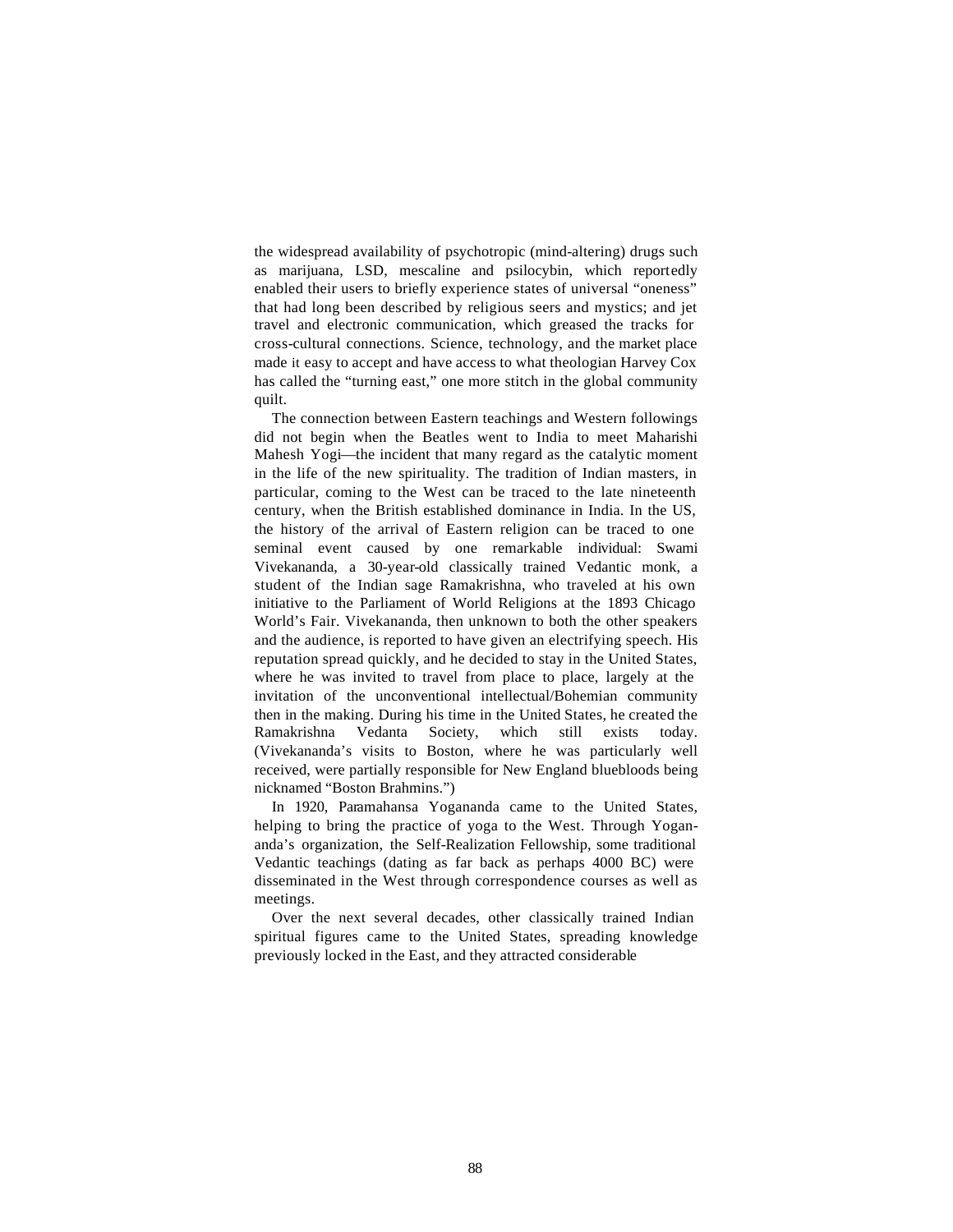the widespread availability of psychotropic (mind-altering) drugs such as marijuana, LSD, mescaline and psilocybin, which reportedly enabled their users to briefly experience states of universal "oneness" that had long been described by religious seers and mystics; and jet travel and electronic communication, which greased the tracks for cross-cultural connections. Science, technology, and the market place made it easy to accept and have access to what theologian Harvey Cox has called the "turning east," one more stitch in the global community quilt.

The connection between Eastern teachings and Western followings did not begin when the Beatles went to India to meet Maharishi Mahesh Yogi—the incident that many regard as the catalytic moment in the life of the new spirituality. The tradition of Indian masters, in particular, coming to the West can be traced to the late nineteenth century, when the British established dominance in India. In the US, the history of the arrival of Eastern religion can be traced to one seminal event caused by one remarkable individual: Swami Vivekananda, a 30-year-old classically trained Vedantic monk, a student of the Indian sage Ramakrishna, who traveled at his own initiative to the Parliament of World Religions at the 1893 Chicago World's Fair. Vivekananda, then unknown to both the other speakers and the audience, is reported to have given an electrifying speech. His reputation spread quickly, and he decided to stay in the United States, where he was invited to travel from place to place, largely at the invitation of the unconventional intellectual/Bohemian community then in the making. During his time in the United States, he created the Ramakrishna Vedanta Society, which still exists today. (Vivekananda's visits to Boston, where he was particularly well received, were partially responsible for New England bluebloods being nicknamed "Boston Brahmins.")

In 1920, Paramahansa Yogananda came to the United States, helping to bring the practice of yoga to the West. Through Yogananda's organization, the Self-Realization Fellowship, some traditional Vedantic teachings (dating as far back as perhaps 4000 BC) were disseminated in the West through correspondence courses as well as meetings.

Over the next several decades, other classically trained Indian spiritual figures came to the United States, spreading knowledge previously locked in the East, and they attracted considerable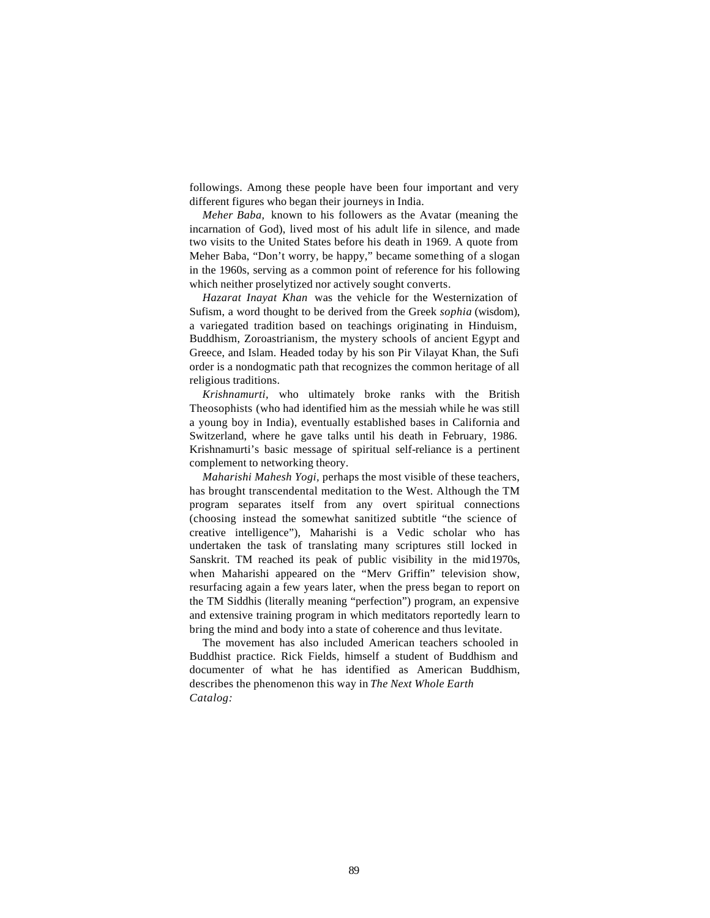followings. Among these people have been four important and very different figures who began their journeys in India.

*Meher Baba,* known to his followers as the Avatar (meaning the incarnation of God), lived most of his adult life in silence, and made two visits to the United States before his death in 1969. A quote from Meher Baba, "Don't worry, be happy," became something of a slogan in the 1960s, serving as a common point of reference for his following which neither proselytized nor actively sought converts.

*Hazarat Inayat Khan* was the vehicle for the Westernization of Sufism, a word thought to be derived from the Greek *sophia* (wisdom), a variegated tradition based on teachings originating in Hinduism, Buddhism, Zoroastrianism, the mystery schools of ancient Egypt and Greece, and Islam. Headed today by his son Pir Vilayat Khan, the Sufi order is a nondogmatic path that recognizes the common heritage of all religious traditions.

*Krishnamurti,* who ultimately broke ranks with the British Theosophists (who had identified him as the messiah while he was still a young boy in India), eventually established bases in California and Switzerland, where he gave talks until his death in February, 1986. Krishnamurti's basic message of spiritual self-reliance is a pertinent complement to networking theory.

*Maharishi Mahesh Yogi,* perhaps the most visible of these teachers, has brought transcendental meditation to the West. Although the TM program separates itself from any overt spiritual connections (choosing instead the somewhat sanitized subtitle "the science of creative intelligence"), Maharishi is a Vedic scholar who has undertaken the task of translating many scriptures still locked in Sanskrit. TM reached its peak of public visibility in the mid1970s, when Maharishi appeared on the "Merv Griffin" television show, resurfacing again a few years later, when the press began to report on the TM Siddhis (literally meaning "perfection") program, an expensive and extensive training program in which meditators reportedly learn to bring the mind and body into a state of coherence and thus levitate.

The movement has also included American teachers schooled in Buddhist practice. Rick Fields, himself a student of Buddhism and documenter of what he has identified as American Buddhism, describes the phenomenon this way in *The Next Whole Earth Catalog:*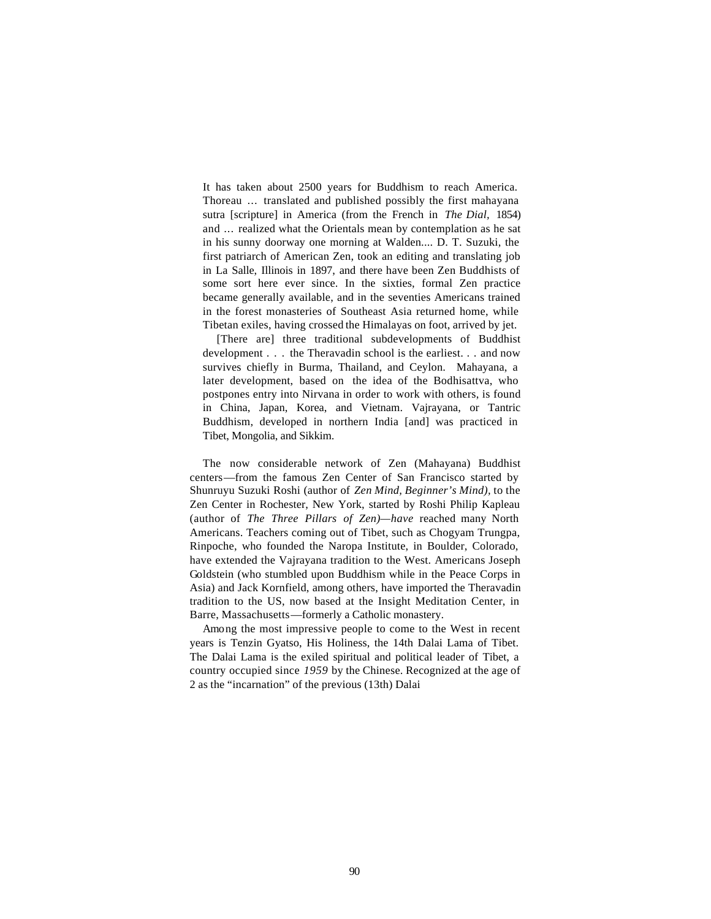> It has taken about 2500 years for Buddhism to reach America. Thoreau … translated and published possibly the first mahayana sutra [scripture] in America (from the French in *The Dial,* 1854) and … realized what the Orientals mean by contemplation as he sat in his sunny doorway one morning at Walden.... D. T. Suzuki, the first patriarch of American Zen, took an editing and translating job in La Salle, Illinois in 1897, and there have been Zen Buddhists of some sort here ever since. In the sixties, formal Zen practice became generally available, and in the seventies Americans trained in the forest monasteries of Southeast Asia returned home, while Tibetan exiles, having crossed the Himalayas on foot, arrived by jet.
>
> [There are] three traditional subdevelopments of Buddhist development . . . the Theravadin school is the earliest. . . and now survives chiefly in Burma, Thailand, and Ceylon. Mahayana, a later development, based on the idea of the Bodhisattva, who postpones entry into Nirvana in order to work with others, is found in China, Japan, Korea, and Vietnam. Vajrayana, or Tantric Buddhism, developed in northern India [and] was practiced in Tibet, Mongolia, and Sikkim.

The now considerable network of Zen (Mahayana) Buddhist centers—from the famous Zen Center of San Francisco started by Shunruyu Suzuki Roshi (author of *Zen Mind, Beginner's Mind),* to the Zen Center in Rochester, New York, started by Roshi Philip Kapleau (author of *The Three Pillars of Zen)—have* reached many North Americans. Teachers coming out of Tibet, such as Chogyam Trungpa, Rinpoche, who founded the Naropa Institute, in Boulder, Colorado, have extended the Vajrayana tradition to the West. Americans Joseph Goldstein (who stumbled upon Buddhism while in the Peace Corps in Asia) and Jack Kornfield, among others, have imported the Theravadin tradition to the US, now based at the Insight Meditation Center, in Barre, Massachusetts—formerly a Catholic monastery.

Among the most impressive people to come to the West in recent years is Tenzin Gyatso, His Holiness, the 14th Dalai Lama of Tibet. The Dalai Lama is the exiled spiritual and political leader of Tibet, a country occupied since *1959* by the Chinese. Recognized at the age of 2 as the "incarnation" of the previous (13th) Dalai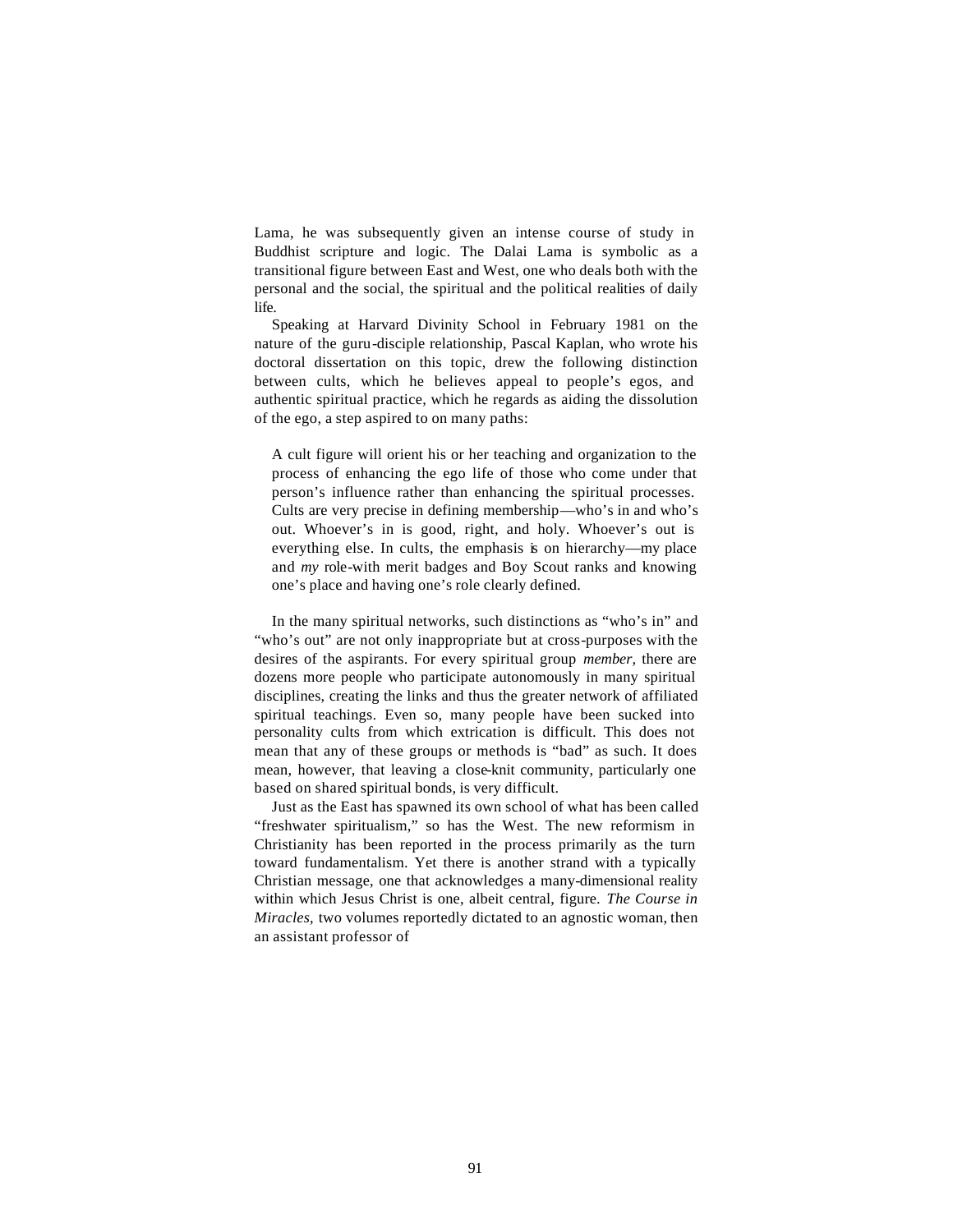Lama, he was subsequently given an intense course of study in Buddhist scripture and logic. The Dalai Lama is symbolic as a transitional figure between East and West, one who deals both with the personal and the social, the spiritual and the political realities of daily life.

Speaking at Harvard Divinity School in February 1981 on the nature of the guru-disciple relationship, Pascal Kaplan, who wrote his doctoral dissertation on this topic, drew the following distinction between cults, which he believes appeal to people's egos, and authentic spiritual practice, which he regards as aiding the dissolution of the ego, a step aspired to on many paths:

> A cult figure will orient his or her teaching and organization to the process of enhancing the ego life of those who come under that person's influence rather than enhancing the spiritual processes. Cults are very precise in defining membership—who's in and who's out. Whoever's in is good, right, and holy. Whoever's out is everything else. In cults, the emphasis is on hierarchy—my place and *my* role-with merit badges and Boy Scout ranks and knowing one's place and having one's role clearly defined.

In the many spiritual networks, such distinctions as "who's in" and "who's out" are not only inappropriate but at cross-purposes with the desires of the aspirants. For every spiritual group *member,* there are dozens more people who participate autonomously in many spiritual disciplines, creating the links and thus the greater network of affiliated spiritual teachings. Even so, many people have been sucked into personality cults from which extrication is difficult. This does not mean that any of these groups or methods is "bad" as such. It does mean, however, that leaving a close-knit community, particularly one based on shared spiritual bonds, is very difficult.

Just as the East has spawned its own school of what has been called "freshwater spiritualism," so has the West. The new reformism in Christianity has been reported in the process primarily as the turn toward fundamentalism. Yet there is another strand with a typically Christian message, one that acknowledges a many-dimensional reality within which Jesus Christ is one, albeit central, figure. *The Course in Miracles,* two volumes reportedly dictated to an agnostic woman, then an assistant professor of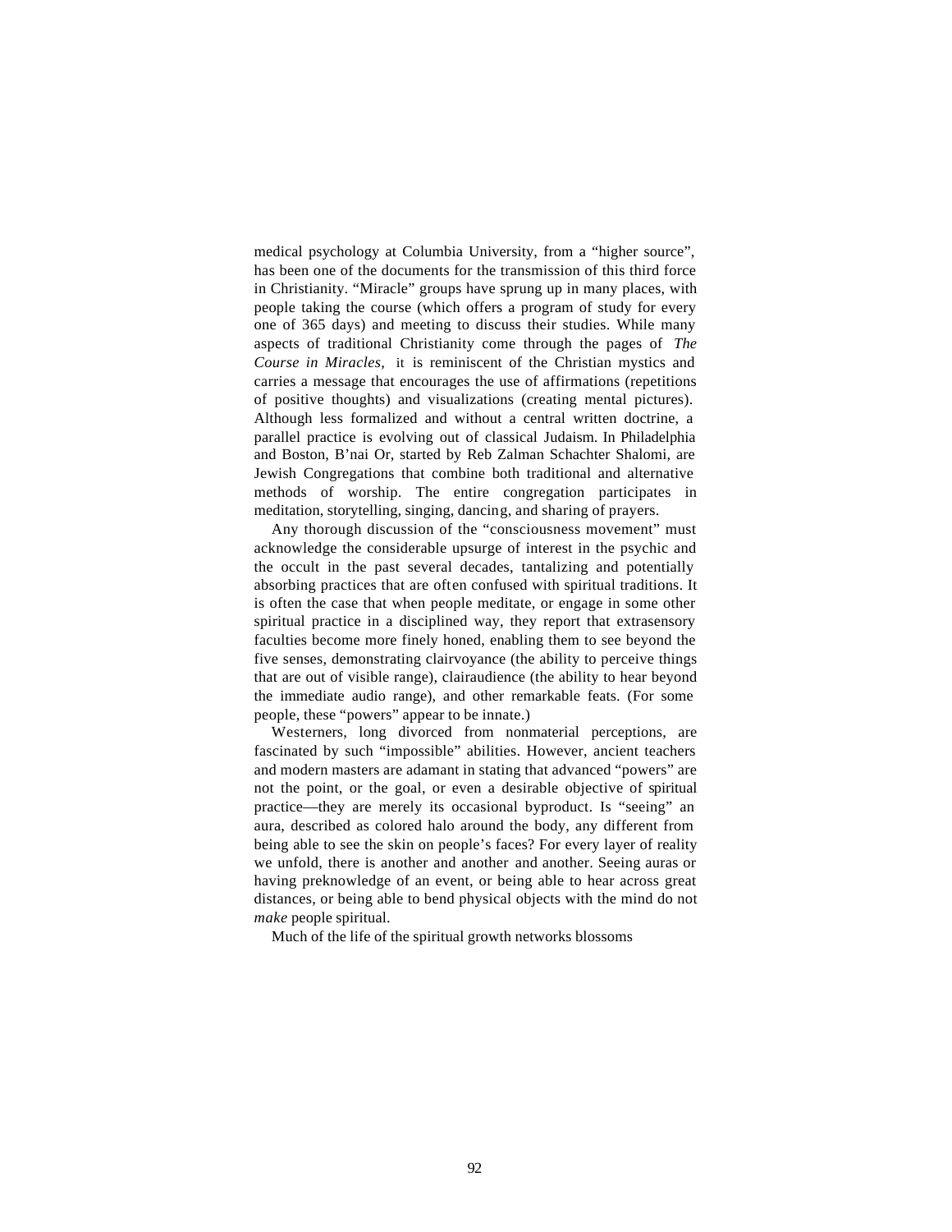medical psychology at Columbia University, from a "higher source", has been one of the documents for the transmission of this third force in Christianity. "Miracle" groups have sprung up in many places, with people taking the course (which offers a program of study for every one of 365 days) and meeting to discuss their studies. While many aspects of traditional Christianity come through the pages of *The Course in Miracles,* it is reminiscent of the Christian mystics and carries a message that encourages the use of affirmations (repetitions of positive thoughts) and visualizations (creating mental pictures). Although less formalized and without a central written doctrine, a parallel practice is evolving out of classical Judaism. In Philadelphia and Boston, B'nai Or, started by Reb Zalman Schachter Shalomi, are Jewish Congregations that combine both traditional and alternative methods of worship. The entire congregation participates in meditation, storytelling, singing, dancing, and sharing of prayers.

Any thorough discussion of the "consciousness movement" must acknowledge the considerable upsurge of interest in the psychic and the occult in the past several decades, tantalizing and potentially absorbing practices that are often confused with spiritual traditions. It is often the case that when people meditate, or engage in some other spiritual practice in a disciplined way, they report that extrasensory faculties become more finely honed, enabling them to see beyond the five senses, demonstrating clairvoyance (the ability to perceive things that are out of visible range), clairaudience (the ability to hear beyond the immediate audio range), and other remarkable feats. (For some people, these "powers" appear to be innate.)

Westerners, long divorced from nonmaterial perceptions, are fascinated by such "impossible" abilities. However, ancient teachers and modern masters are adamant in stating that advanced "powers" are not the point, or the goal, or even a desirable objective of spiritual practice—they are merely its occasional byproduct. Is "seeing" an aura, described as colored halo around the body, any different from being able to see the skin on people's faces? For every layer of reality we unfold, there is another and another and another. Seeing auras or having preknowledge of an event, or being able to hear across great distances, or being able to bend physical objects with the mind do not *make* people spiritual.

Much of the life of the spiritual growth networks blossoms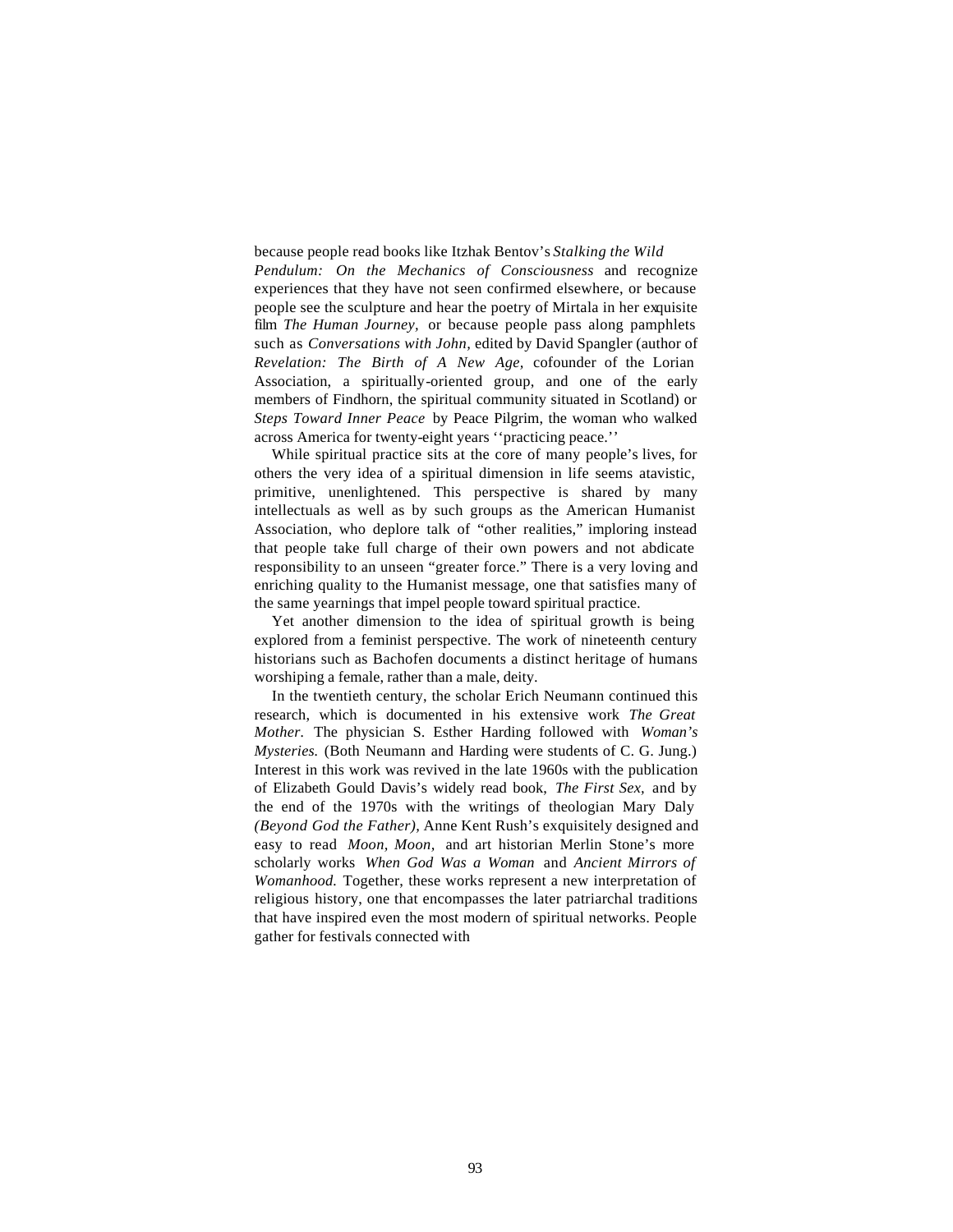because people read books like Itzhak Bentov's *Stalking the Wild Pendulum: On the Mechanics of Consciousness* and recognize experiences that they have not seen confirmed elsewhere, or because people see the sculpture and hear the poetry of Mirtala in her exquisite film *The Human Journey,* or because people pass along pamphlets such as *Conversations with John,* edited by David Spangler (author of *Revelation: The Birth of A New Age,* cofounder of the Lorian Association, a spiritually-oriented group, and one of the early members of Findhorn, the spiritual community situated in Scotland) or *Steps Toward Inner Peace* by Peace Pilgrim, the woman who walked across America for twenty-eight years ''practicing peace.''

While spiritual practice sits at the core of many people's lives, for others the very idea of a spiritual dimension in life seems atavistic, primitive, unenlightened. This perspective is shared by many intellectuals as well as by such groups as the American Humanist Association, who deplore talk of "other realities," imploring instead that people take full charge of their own powers and not abdicate responsibility to an unseen "greater force." There is a very loving and enriching quality to the Humanist message, one that satisfies many of the same yearnings that impel people toward spiritual practice.

Yet another dimension to the idea of spiritual growth is being explored from a feminist perspective. The work of nineteenth century historians such as Bachofen documents a distinct heritage of humans worshiping a female, rather than a male, deity.

In the twentieth century, the scholar Erich Neumann continued this research, which is documented in his extensive work *The Great Mother*. The physician S. Esther Harding followed with *Woman's Mysteries.* (Both Neumann and Harding were students of C. G. Jung.) Interest in this work was revived in the late 1960s with the publication of Elizabeth Gould Davis's widely read book, *The First Sex,* and by the end of the 1970s with the writings of theologian Mary Daly *(Beyond God the Father),* Anne Kent Rush's exquisitely designed and easy to read *Moon, Moon,* and art historian Merlin Stone's more scholarly works *When God Was a Woman* and *Ancient Mirrors of Womanhood.* Together, these works represent a new interpretation of religious history, one that encompasses the later patriarchal traditions that have inspired even the most modern of spiritual networks. People gather for festivals connected with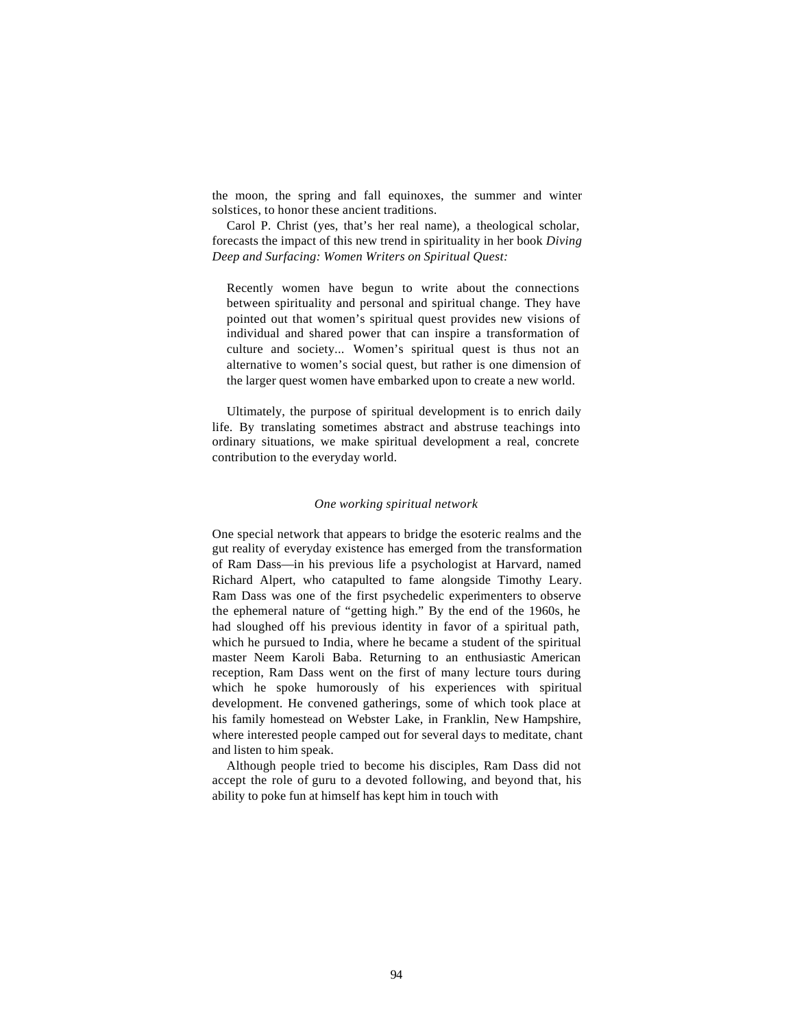the moon, the spring and fall equinoxes, the summer and winter solstices, to honor these ancient traditions.

Carol P. Christ (yes, that's her real name), a theological scholar, forecasts the impact of this new trend in spirituality in her book *Diving Deep and Surfacing: Women Writers on Spiritual Quest:*

> Recently women have begun to write about the connections between spirituality and personal and spiritual change. They have pointed out that women's spiritual quest provides new visions of individual and shared power that can inspire a transformation of culture and society... Women's spiritual quest is thus not an alternative to women's social quest, but rather is one dimension of the larger quest women have embarked upon to create a new world.

Ultimately, the purpose of spiritual development is to enrich daily life. By translating sometimes abstract and abstruse teachings into ordinary situations, we make spiritual development a real, concrete contribution to the everyday world.

### *One working spiritual network*

One special network that appears to bridge the esoteric realms and the gut reality of everyday existence has emerged from the transformation of Ram Dass—in his previous life a psychologist at Harvard, named Richard Alpert, who catapulted to fame alongside Timothy Leary. Ram Dass was one of the first psychedelic experimenters to observe the ephemeral nature of "getting high." By the end of the 1960s, he had sloughed off his previous identity in favor of a spiritual path, which he pursued to India, where he became a student of the spiritual master Neem Karoli Baba. Returning to an enthusiastic American reception, Ram Dass went on the first of many lecture tours during which he spoke humorously of his experiences with spiritual development. He convened gatherings, some of which took place at his family homestead on Webster Lake, in Franklin, New Hampshire, where interested people camped out for several days to meditate, chant and listen to him speak.

Although people tried to become his disciples, Ram Dass did not accept the role of guru to a devoted following, and beyond that, his ability to poke fun at himself has kept him in touch with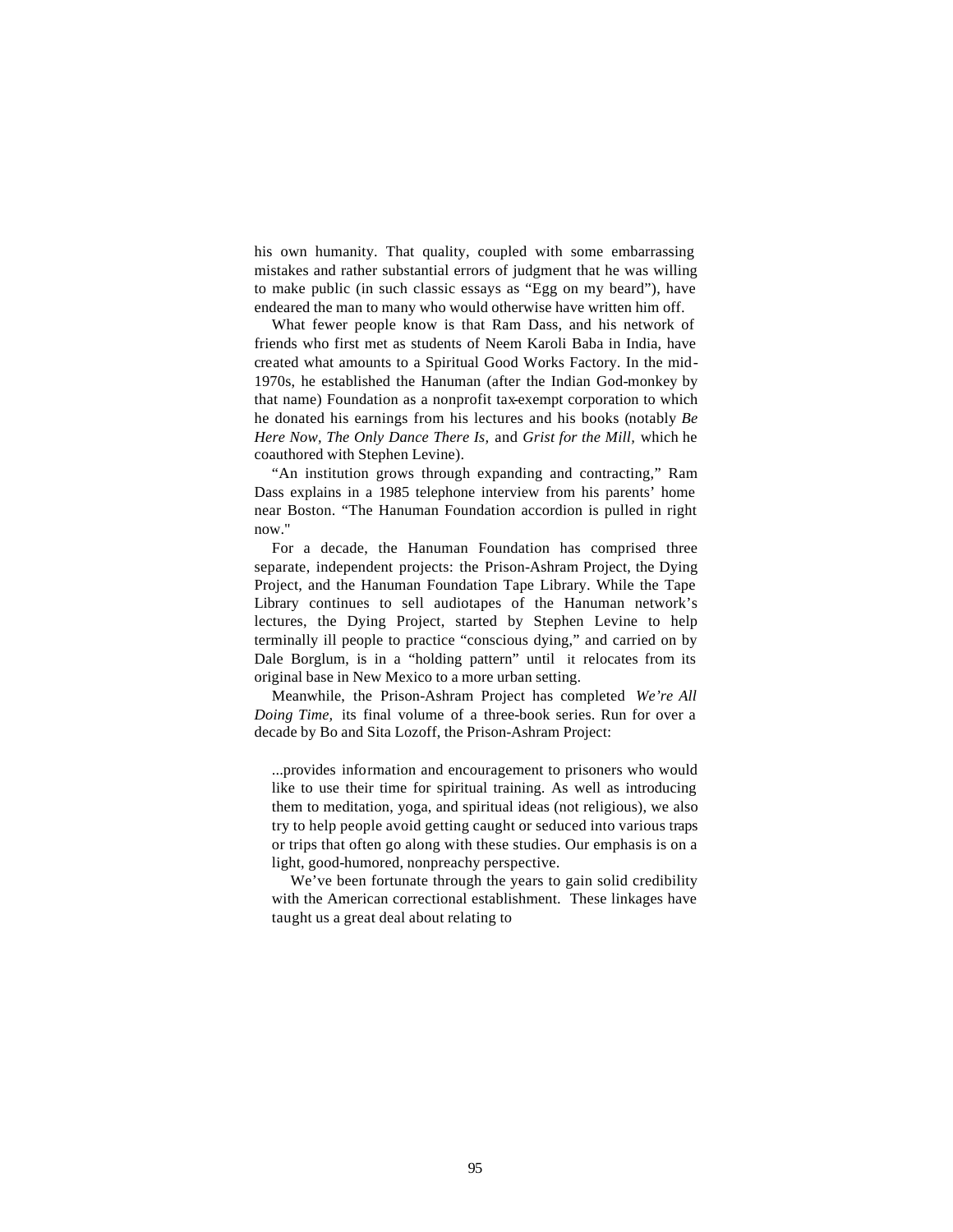his own humanity. That quality, coupled with some embarrassing mistakes and rather substantial errors of judgment that he was willing to make public (in such classic essays as “Egg on my beard”), have endeared the man to many who would otherwise have written him off.

What fewer people know is that Ram Dass, and his network of friends who first met as students of Neem Karoli Baba in India, have created what amounts to a Spiritual Good Works Factory. In the mid-1970s, he established the Hanuman (after the Indian God-monkey by that name) Foundation as a nonprofit tax-exempt corporation to which he donated his earnings from his lectures and his books (notably *Be Here Now, The Only Dance There Is,* and *Grist for the Mill,* which he coauthored with Stephen Levine).

“An institution grows through expanding and contracting,” Ram Dass explains in a 1985 telephone interview from his parents’ home near Boston. “The Hanuman Foundation accordion is pulled in right now."

For a decade, the Hanuman Foundation has comprised three separate, independent projects: the Prison-Ashram Project, the Dying Project, and the Hanuman Foundation Tape Library. While the Tape Library continues to sell audiotapes of the Hanuman network’s lectures, the Dying Project, started by Stephen Levine to help terminally ill people to practice “conscious dying,” and carried on by Dale Borglum, is in a “holding pattern” until it relocates from its original base in New Mexico to a more urban setting.

Meanwhile, the Prison-Ashram Project has completed *We’re All Doing Time,* its final volume of a three-book series. Run for over a decade by Bo and Sita Lozoff, the Prison-Ashram Project:

> ...provides information and encouragement to prisoners who would like to use their time for spiritual training. As well as introducing them to meditation, yoga, and spiritual ideas (not religious), we also try to help people avoid getting caught or seduced into various traps or trips that often go along with these studies. Our emphasis is on a light, good-humored, nonpreachy perspective.
>
> We’ve been fortunate through the years to gain solid credibility with the American correctional establishment. These linkages have taught us a great deal about relating to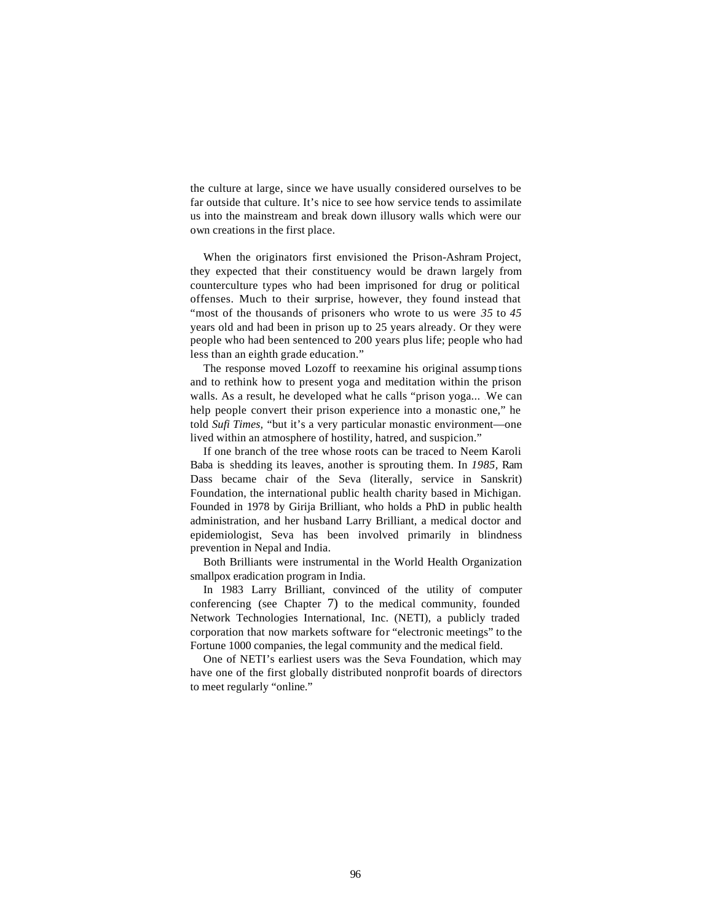the culture at large, since we have usually considered ourselves to be far outside that culture. It's nice to see how service tends to assimilate us into the mainstream and break down illusory walls which were our own creations in the first place.

When the originators first envisioned the Prison-Ashram Project, they expected that their constituency would be drawn largely from counterculture types who had been imprisoned for drug or political offenses. Much to their surprise, however, they found instead that "most of the thousands of prisoners who wrote to us were *35* to *45* years old and had been in prison up to 25 years already. Or they were people who had been sentenced to 200 years plus life; people who had less than an eighth grade education."

The response moved Lozoff to reexamine his original assumptions and to rethink how to present yoga and meditation within the prison walls. As a result, he developed what he calls "prison yoga... We can help people convert their prison experience into a monastic one," he told *Sufi Times*, "but it's a very particular monastic environment—one lived within an atmosphere of hostility, hatred, and suspicion."

If one branch of the tree whose roots can be traced to Neem Karoli Baba is shedding its leaves, another is sprouting them. In *1985*, Ram Dass became chair of the Seva (literally, service in Sanskrit) Foundation, the international public health charity based in Michigan. Founded in 1978 by Girija Brilliant, who holds a PhD in public health administration, and her husband Larry Brilliant, a medical doctor and epidemiologist, Seva has been involved primarily in blindness prevention in Nepal and India.

Both Brilliants were instrumental in the World Health Organization smallpox eradication program in India.

In 1983 Larry Brilliant, convinced of the utility of computer conferencing (see Chapter 7) to the medical community, founded Network Technologies International, Inc. (NETI), a publicly traded corporation that now markets software for "electronic meetings" to the Fortune 1000 companies, the legal community and the medical field.

One of NETI's earliest users was the Seva Foundation, which may have one of the first globally distributed nonprofit boards of directors to meet regularly "online."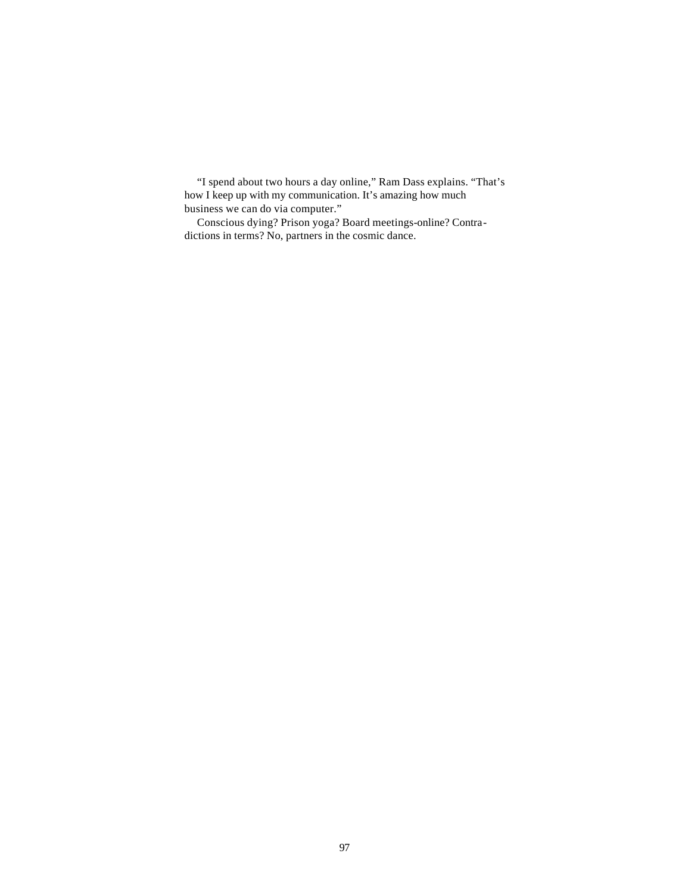"I spend about two hours a day online," Ram Dass explains. "That's how I keep up with my communication. It's amazing how much business we can do via computer."

Conscious dying? Prison yoga? Board meetings-online? Contradictions in terms? No, partners in the cosmic dance.